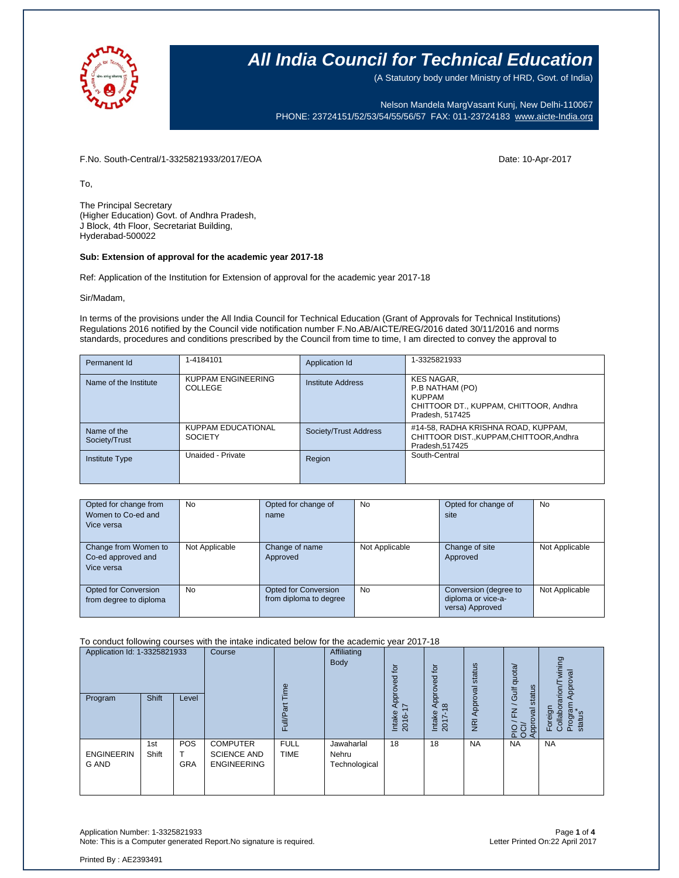# All India Council for Technical Education

(A Statutory body under Ministry of HRD, Govt. of India)

Nelson Mandela MargVasant Kunj, New Delhi-110067
PHONE: 23724151/52/53/54/55/56/57 FAX: 011-23724183 www.aicte-India.org

F.No. South-Central/1-3325821933/2017/EOA

Date: 10-Apr-2017

To,

The Principal Secretary
(Higher Education) Govt. of Andhra Pradesh,
J Block, 4th Floor, Secretariat Building,
Hyderabad-500022

**Sub: Extension of approval for the academic year 2017-18**

Ref: Application of the Institution for Extension of approval for the academic year 2017-18

Sir/Madam,

In terms of the provisions under the All India Council for Technical Education (Grant of Approvals for Technical Institutions) Regulations 2016 notified by the Council vide notification number F.No.AB/AICTE/REG/2016 dated 30/11/2016 and norms standards, procedures and conditions prescribed by the Council from time to time, I am directed to convey the approval to

| Permanent Id | 1-4184101 | Application Id | 1-3325821933 |
|---|---|---|---|
| Name of the Institute | KUPPAM ENGINEERING COLLEGE | Institute Address | KES NAGAR, P.B NATHAM (PO) KUPPAM CHITTOOR DT., KUPPAM, CHITTOOR, Andhra Pradesh, 517425 |
| Name of the Society/Trust | KUPPAM EDUCATIONAL SOCIETY | Society/Trust Address | #14-58, RADHA KRISHNA ROAD, KUPPAM, CHITTOOR DIST.,KUPPAM,CHITTOOR,Andhra Pradesh,517425 |
| Institute Type | Unaided - Private | Region | South-Central |

| Opted for change from Women to Co-ed and Vice versa | No | Opted for change of name | No | Opted for change of site | No |
|---|---|---|---|---|---|
| Change from Women to Co-ed approved and Vice versa | Not Applicable | Change of name Approved | Not Applicable | Change of site Approved | Not Applicable |
| Opted for Conversion from degree to diploma | No | Opted for Conversion from diploma to degree | No | Conversion (degree to diploma or vice-a-versa) Approved | Not Applicable |

To conduct following courses with the intake indicated below for the academic year 2017-18

| Application Id: 1-3325821933 | | | Course | Full/Part Time | Affiliating Body | Intake Approved for 2016-17 | Intake Approved for 2017-18 | NRI Approval status | PIO / FN / Gulf quota/ OCI/ Approval status | Foreign Collaboration/Twining Program Approval status* |
|---|---|---|---|---|---|---|---|---|---|---|
| Program | Shift | Level | | | | | | | | |
| ENGINEERING AND | 1st Shift | POST GRA | COMPUTER SCIENCE AND ENGINEERING | FULL TIME | Jawaharlal Nehru Technological | 18 | 18 | NA | NA | NA |

Application Number: 1-3325821933
Note: This is a Computer generated Report.No signature is required.

Letter Printed On:22 April 2017

Printed By : AE2393491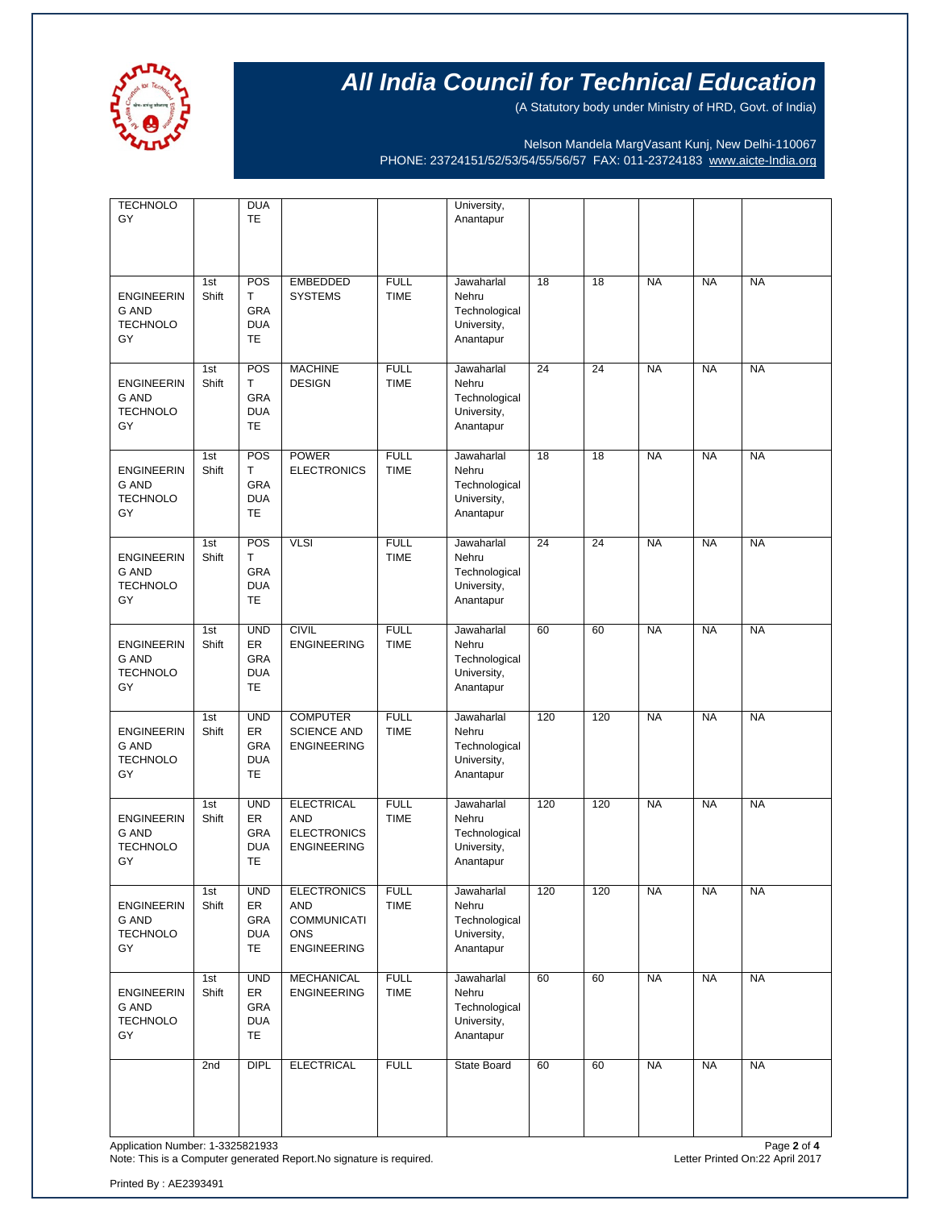# All India Council for Technical Education

(A Statutory body under Ministry of HRD, Govt. of India)

Nelson Mandela MargVasant Kunj, New Delhi-110067
PHONE: 23724151/52/53/54/55/56/57 FAX: 011-23724183 www.aicte-India.org

| | | | | | | | | | | |
|---|---|---|---|---|---|---|---|---|---|---|
| TECHNOLOGY | | DUATE | | | University, Anantapur | | | | | |
| ENGINEERING AND TECHNOLOGY | 1st Shift | POST GRADUATE | EMBEDDED SYSTEMS | FULL TIME | Jawaharlal Nehru Technological University, Anantapur | 18 | 18 | NA | NA | NA |
| ENGINEERING AND TECHNOLOGY | 1st Shift | POST GRADUATE | MACHINE DESIGN | FULL TIME | Jawaharlal Nehru Technological University, Anantapur | 24 | 24 | NA | NA | NA |
| ENGINEERING AND TECHNOLOGY | 1st Shift | POST GRADUATE | POWER ELECTRONICS | FULL TIME | Jawaharlal Nehru Technological University, Anantapur | 18 | 18 | NA | NA | NA |
| ENGINEERING AND TECHNOLOGY | 1st Shift | POST GRADUATE | VLSI | FULL TIME | Jawaharlal Nehru Technological University, Anantapur | 24 | 24 | NA | NA | NA |
| ENGINEERING AND TECHNOLOGY | 1st Shift | UNDER GRADUATE | CIVIL ENGINEERING | FULL TIME | Jawaharlal Nehru Technological University, Anantapur | 60 | 60 | NA | NA | NA |
| ENGINEERING AND TECHNOLOGY | 1st Shift | UNDER GRADUATE | COMPUTER SCIENCE AND ENGINEERING | FULL TIME | Jawaharlal Nehru Technological University, Anantapur | 120 | 120 | NA | NA | NA |
| ENGINEERING AND TECHNOLOGY | 1st Shift | UNDER GRADUATE | ELECTRICAL AND ELECTRONICS ENGINEERING | FULL TIME | Jawaharlal Nehru Technological University, Anantapur | 120 | 120 | NA | NA | NA |
| ENGINEERING AND TECHNOLOGY | 1st Shift | UNDER GRADUATE | ELECTRONICS AND COMMUNICATIONS ENGINEERING | FULL TIME | Jawaharlal Nehru Technological University, Anantapur | 120 | 120 | NA | NA | NA |
| ENGINEERING AND TECHNOLOGY | 1st Shift | UNDER GRADUATE | MECHANICAL ENGINEERING | FULL TIME | Jawaharlal Nehru Technological University, Anantapur | 60 | 60 | NA | NA | NA |
| | 2nd | DIPL | ELECTRICAL | FULL | State Board | 60 | 60 | NA | NA | NA |

Application Number: 1-3325821933
Note: This is a Computer generated Report.No signature is required.

Letter Printed On:22 April 2017

Printed By : AE2393491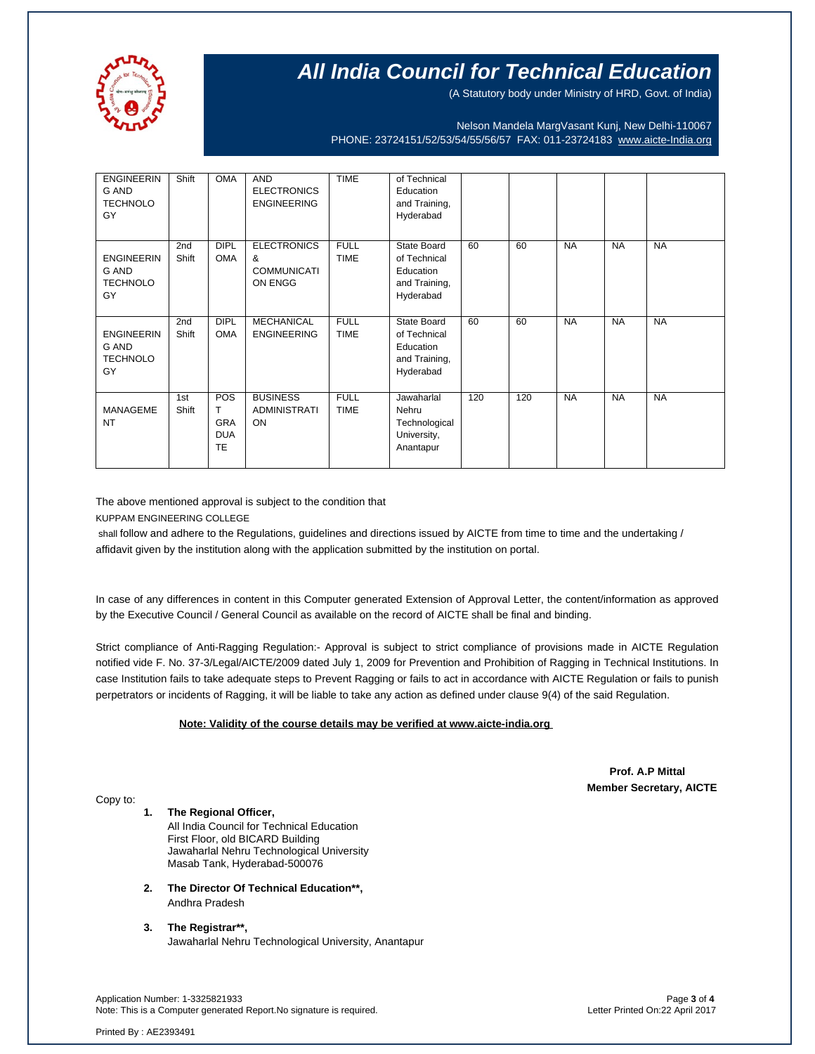# All India Council for Technical Education

(A Statutory body under Ministry of HRD, Govt. of India)

Nelson Mandela MargVasant Kunj, New Delhi-110067
PHONE: 23724151/52/53/54/55/56/57 FAX: 011-23724183 www.aicte-India.org

| | | | | | | | | | | |
|---|---|---|---|---|---|---|---|---|---|---|
| ENGINEERING AND TECHNOLOGY | Shift | OMA | AND ELECTRONICS ENGINEERING | TIME | of Technical Education and Training, Hyderabad | | | | | |
| ENGINEERING AND TECHNOLOGY | 2nd Shift | DIPLOMA | ELECTRONICS & COMMUNICATION ENGG | FULL TIME | State Board of Technical Education and Training, Hyderabad | 60 | 60 | NA | NA | NA |
| ENGINEERING AND TECHNOLOGY | 2nd Shift | DIPLOMA | MECHANICAL ENGINEERING | FULL TIME | State Board of Technical Education and Training, Hyderabad | 60 | 60 | NA | NA | NA |
| MANAGEMENT | 1st Shift | POST GRADUATE | BUSINESS ADMINISTRATION | FULL TIME | Jawaharlal Nehru Technological University, Anantapur | 120 | 120 | NA | NA | NA |

The above mentioned approval is subject to the condition that

KUPPAM ENGINEERING COLLEGE

shall follow and adhere to the Regulations, guidelines and directions issued by AICTE from time to time and the undertaking / affidavit given by the institution along with the application submitted by the institution on portal.

In case of any differences in content in this Computer generated Extension of Approval Letter, the content/information as approved by the Executive Council / General Council as available on the record of AICTE shall be final and binding.

Strict compliance of Anti-Ragging Regulation:- Approval is subject to strict compliance of provisions made in AICTE Regulation notified vide F. No. 37-3/Legal/AICTE/2009 dated July 1, 2009 for Prevention and Prohibition of Ragging in Technical Institutions. In case Institution fails to take adequate steps to Prevent Ragging or fails to act in accordance with AICTE Regulation or fails to punish perpetrators or incidents of Ragging, it will be liable to take any action as defined under clause 9(4) of the said Regulation.

**Note: Validity of the course details may be verified at www.aicte-india.org**

**Prof. A.P Mittal**
**Member Secretary, AICTE**

Copy to:

1. **The Regional Officer,**
   All India Council for Technical Education
   First Floor, old BICARD Building
   Jawaharlal Nehru Technological University
   Masab Tank, Hyderabad-500076

2. **The Director Of Technical Education\*\*,**
   Andhra Pradesh

3. **The Registrar\*\*,**
   Jawaharlal Nehru Technological University, Anantapur

Application Number: 1-3325821933
Note: This is a Computer generated Report.No signature is required.

Letter Printed On:22 April 2017

Printed By : AE2393491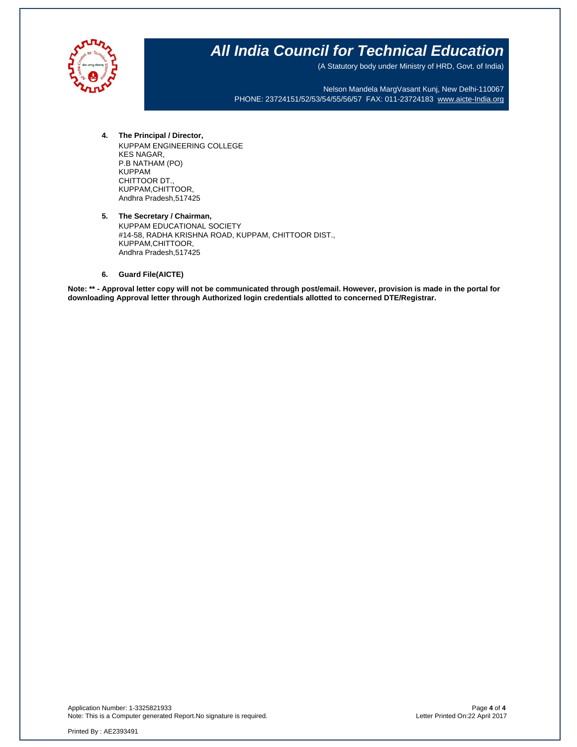4. **The Principal / Director,**
   KUPPAM ENGINEERING COLLEGE
   KES NAGAR,
   P.B NATHAM (PO)
   KUPPAM
   CHITTOOR DT.,
   KUPPAM,CHITTOOR,
   Andhra Pradesh,517425

5. **The Secretary / Chairman,**
   KUPPAM EDUCATIONAL SOCIETY
   #14-58, RADHA KRISHNA ROAD, KUPPAM, CHITTOOR DIST.,
   KUPPAM,CHITTOOR,
   Andhra Pradesh,517425

6. **Guard File(AICTE)**

**Note: ** - Approval letter copy will not be communicated through post/email. However, provision is made in the portal for downloading Approval letter through Authorized login credentials allotted to concerned DTE/Registrar.**